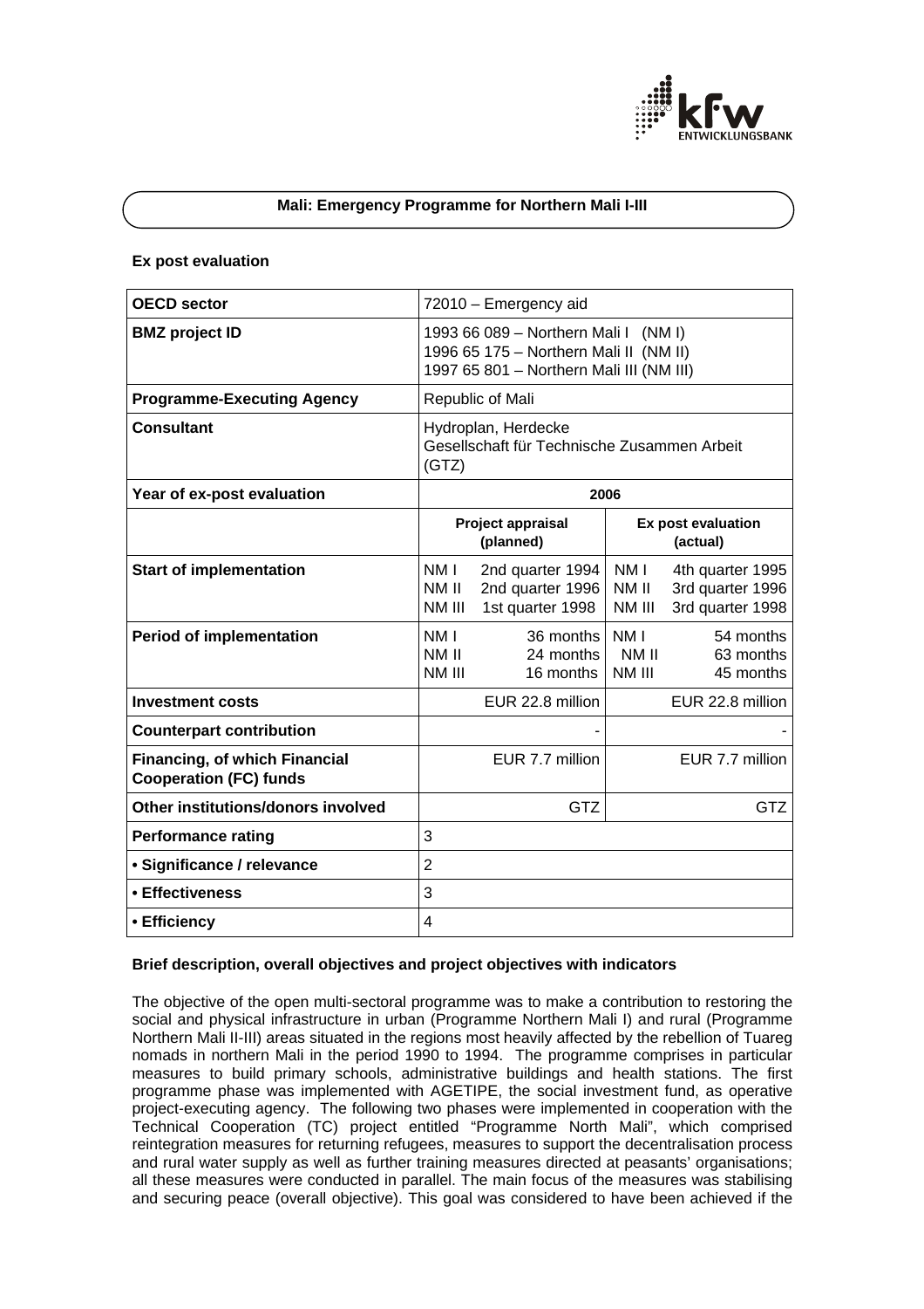## Mali: Emergency Programme for Northern Mali I-III

### Ex post evaluation

| OECD sector | 72010 – Emergency aid | |
|---|---|---|
| BMZ project ID | 1993 66 089 – Northern Mali I (NM I)<br>1996 65 175 – Northern Mali II (NM II)<br>1997 65 801 – Northern Mali III (NM III) | |
| Programme-Executing Agency | Republic of Mali | |
| Consultant | Hydroplan, Herdecke<br>Gesellschaft für Technische Zusammen Arbeit (GTZ) | |
| Year of ex-post evaluation | 2006 | |
| | **Project appraisal (planned)** | **Ex post evaluation (actual)** |
| Start of implementation | NM I 2nd quarter 1994<br>NM II 2nd quarter 1996<br>NM III 1st quarter 1998 | NM I 4th quarter 1995<br>NM II 3rd quarter 1996<br>NM III 3rd quarter 1998 |
| Period of implementation | NM I 36 months<br>NM II 24 months<br>NM III 16 months | NM I 54 months<br>NM II 63 months<br>NM III 45 months |
| Investment costs | EUR 22.8 million | EUR 22.8 million |
| Counterpart contribution | - | - |
| Financing, of which Financial Cooperation (FC) funds | EUR 7.7 million | EUR 7.7 million |
| Other institutions/donors involved | GTZ | GTZ |
| Performance rating | 3 | |
| • Significance / relevance | 2 | |
| • Effectiveness | 3 | |
| • Efficiency | 4 | |

### Brief description, overall objectives and project objectives with indicators

The objective of the open multi-sectoral programme was to make a contribution to restoring the social and physical infrastructure in urban (Programme Northern Mali I) and rural (Programme Northern Mali II-III) areas situated in the regions most heavily affected by the rebellion of Tuareg nomads in northern Mali in the period 1990 to 1994. The programme comprises in particular measures to build primary schools, administrative buildings and health stations. The first programme phase was implemented with AGETIPE, the social investment fund, as operative project-executing agency. The following two phases were implemented in cooperation with the Technical Cooperation (TC) project entitled "Programme North Mali", which comprised reintegration measures for returning refugees, measures to support the decentralisation process and rural water supply as well as further training measures directed at peasants' organisations; all these measures were conducted in parallel. The main focus of the measures was stabilising and securing peace (overall objective). This goal was considered to have been achieved if the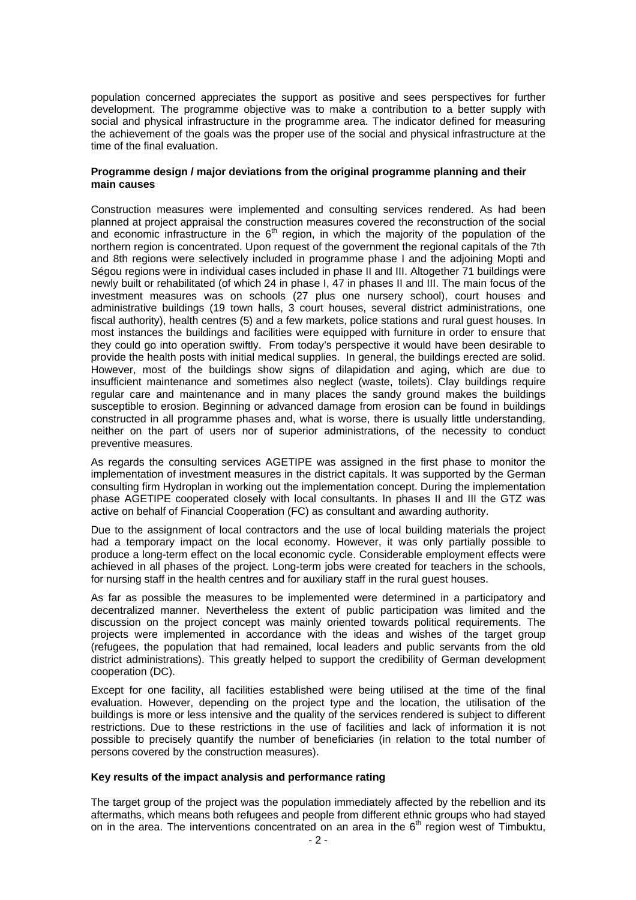population concerned appreciates the support as positive and sees perspectives for further development. The programme objective was to make a contribution to a better supply with social and physical infrastructure in the programme area. The indicator defined for measuring the achievement of the goals was the proper use of the social and physical infrastructure at the time of the final evaluation.

**Programme design / major deviations from the original programme planning and their main causes**

Construction measures were implemented and consulting services rendered. As had been planned at project appraisal the construction measures covered the reconstruction of the social and economic infrastructure in the 6th region, in which the majority of the population of the northern region is concentrated. Upon request of the government the regional capitals of the 7th and 8th regions were selectively included in programme phase I and the adjoining Mopti and Ségou regions were in individual cases included in phase II and III. Altogether 71 buildings were newly built or rehabilitated (of which 24 in phase I, 47 in phases II and III. The main focus of the investment measures was on schools (27 plus one nursery school), court houses and administrative buildings (19 town halls, 3 court houses, several district administrations, one fiscal authority), health centres (5) and a few markets, police stations and rural guest houses. In most instances the buildings and facilities were equipped with furniture in order to ensure that they could go into operation swiftly. From today's perspective it would have been desirable to provide the health posts with initial medical supplies. In general, the buildings erected are solid. However, most of the buildings show signs of dilapidation and aging, which are due to insufficient maintenance and sometimes also neglect (waste, toilets). Clay buildings require regular care and maintenance and in many places the sandy ground makes the buildings susceptible to erosion. Beginning or advanced damage from erosion can be found in buildings constructed in all programme phases and, what is worse, there is usually little understanding, neither on the part of users nor of superior administrations, of the necessity to conduct preventive measures.

As regards the consulting services AGETIPE was assigned in the first phase to monitor the implementation of investment measures in the district capitals. It was supported by the German consulting firm Hydroplan in working out the implementation concept. During the implementation phase AGETIPE cooperated closely with local consultants. In phases II and III the GTZ was active on behalf of Financial Cooperation (FC) as consultant and awarding authority.

Due to the assignment of local contractors and the use of local building materials the project had a temporary impact on the local economy. However, it was only partially possible to produce a long-term effect on the local economic cycle. Considerable employment effects were achieved in all phases of the project. Long-term jobs were created for teachers in the schools, for nursing staff in the health centres and for auxiliary staff in the rural guest houses.

As far as possible the measures to be implemented were determined in a participatory and decentralized manner. Nevertheless the extent of public participation was limited and the discussion on the project concept was mainly oriented towards political requirements. The projects were implemented in accordance with the ideas and wishes of the target group (refugees, the population that had remained, local leaders and public servants from the old district administrations). This greatly helped to support the credibility of German development cooperation (DC).

Except for one facility, all facilities established were being utilised at the time of the final evaluation. However, depending on the project type and the location, the utilisation of the buildings is more or less intensive and the quality of the services rendered is subject to different restrictions. Due to these restrictions in the use of facilities and lack of information it is not possible to precisely quantify the number of beneficiaries (in relation to the total number of persons covered by the construction measures).

**Key results of the impact analysis and performance rating**

The target group of the project was the population immediately affected by the rebellion and its aftermaths, which means both refugees and people from different ethnic groups who had stayed on in the area. The interventions concentrated on an area in the 6th region west of Timbuktu,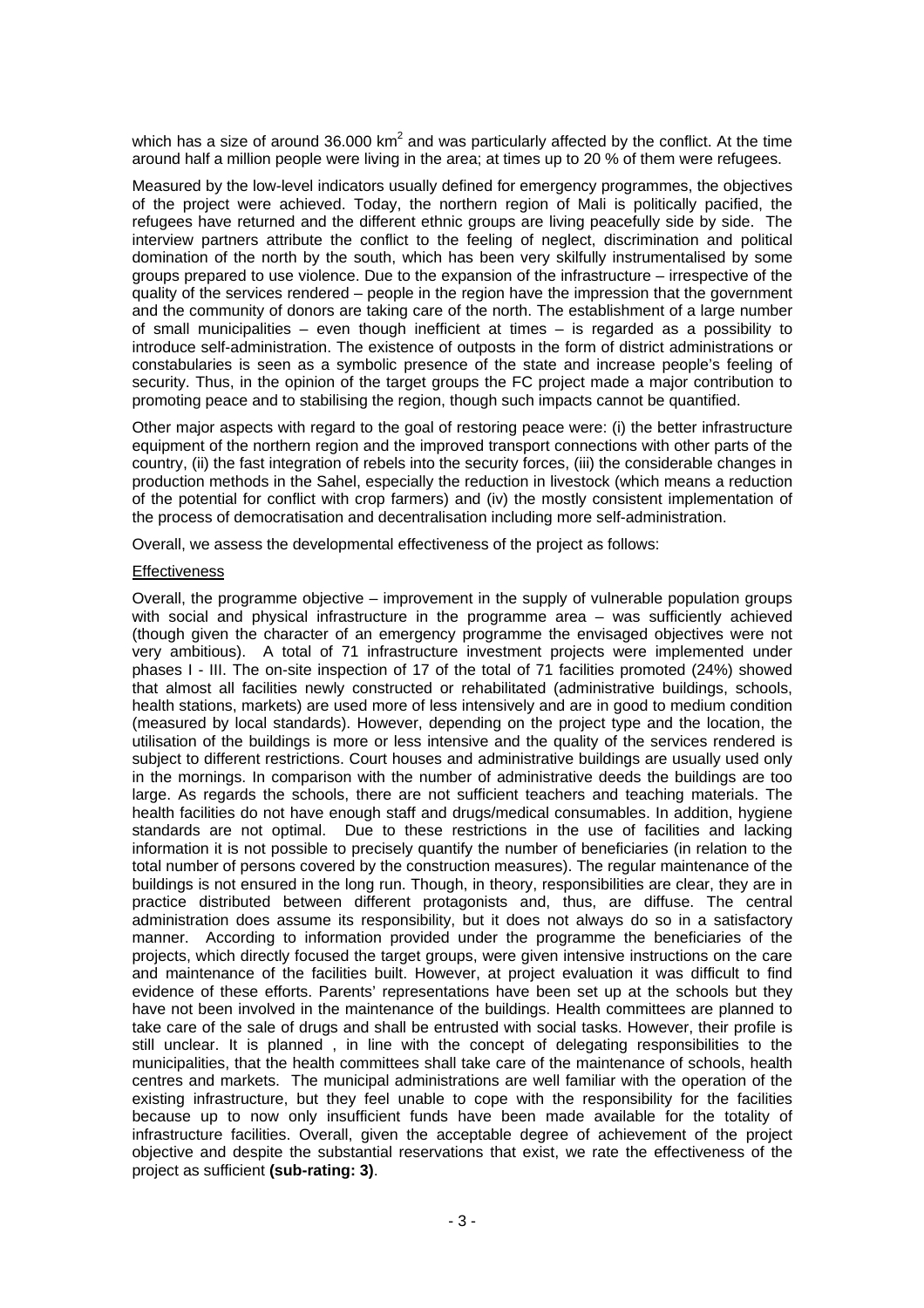which has a size of around 36.000 km$^2$ and was particularly affected by the conflict. At the time around half a million people were living in the area; at times up to 20 % of them were refugees.

Measured by the low-level indicators usually defined for emergency programmes, the objectives of the project were achieved. Today, the northern region of Mali is politically pacified, the refugees have returned and the different ethnic groups are living peacefully side by side. The interview partners attribute the conflict to the feeling of neglect, discrimination and political domination of the north by the south, which has been very skilfully instrumentalised by some groups prepared to use violence. Due to the expansion of the infrastructure – irrespective of the quality of the services rendered – people in the region have the impression that the government and the community of donors are taking care of the north. The establishment of a large number of small municipalities – even though inefficient at times – is regarded as a possibility to introduce self-administration. The existence of outposts in the form of district administrations or constabularies is seen as a symbolic presence of the state and increase people's feeling of security. Thus, in the opinion of the target groups the FC project made a major contribution to promoting peace and to stabilising the region, though such impacts cannot be quantified.

Other major aspects with regard to the goal of restoring peace were: (i) the better infrastructure equipment of the northern region and the improved transport connections with other parts of the country, (ii) the fast integration of rebels into the security forces, (iii) the considerable changes in production methods in the Sahel, especially the reduction in livestock (which means a reduction of the potential for conflict with crop farmers) and (iv) the mostly consistent implementation of the process of democratisation and decentralisation including more self-administration.

Overall, we assess the developmental effectiveness of the project as follows:

Effectiveness

Overall, the programme objective – improvement in the supply of vulnerable population groups with social and physical infrastructure in the programme area – was sufficiently achieved (though given the character of an emergency programme the envisaged objectives were not very ambitious). A total of 71 infrastructure investment projects were implemented under phases I - III. The on-site inspection of 17 of the total of 71 facilities promoted (24%) showed that almost all facilities newly constructed or rehabilitated (administrative buildings, schools, health stations, markets) are used more of less intensively and are in good to medium condition (measured by local standards). However, depending on the project type and the location, the utilisation of the buildings is more or less intensive and the quality of the services rendered is subject to different restrictions. Court houses and administrative buildings are usually used only in the mornings. In comparison with the number of administrative deeds the buildings are too large. As regards the schools, there are not sufficient teachers and teaching materials. The health facilities do not have enough staff and drugs/medical consumables. In addition, hygiene standards are not optimal. Due to these restrictions in the use of facilities and lacking information it is not possible to precisely quantify the number of beneficiaries (in relation to the total number of persons covered by the construction measures). The regular maintenance of the buildings is not ensured in the long run. Though, in theory, responsibilities are clear, they are in practice distributed between different protagonists and, thus, are diffuse. The central administration does assume its responsibility, but it does not always do so in a satisfactory manner. According to information provided under the programme the beneficiaries of the projects, which directly focused the target groups, were given intensive instructions on the care and maintenance of the facilities built. However, at project evaluation it was difficult to find evidence of these efforts. Parents' representations have been set up at the schools but they have not been involved in the maintenance of the buildings. Health committees are planned to take care of the sale of drugs and shall be entrusted with social tasks. However, their profile is still unclear. It is planned , in line with the concept of delegating responsibilities to the municipalities, that the health committees shall take care of the maintenance of schools, health centres and markets. The municipal administrations are well familiar with the operation of the existing infrastructure, but they feel unable to cope with the responsibility for the facilities because up to now only insufficient funds have been made available for the totality of infrastructure facilities. Overall, given the acceptable degree of achievement of the project objective and despite the substantial reservations that exist, we rate the effectiveness of the project as sufficient **(sub-rating: 3)**.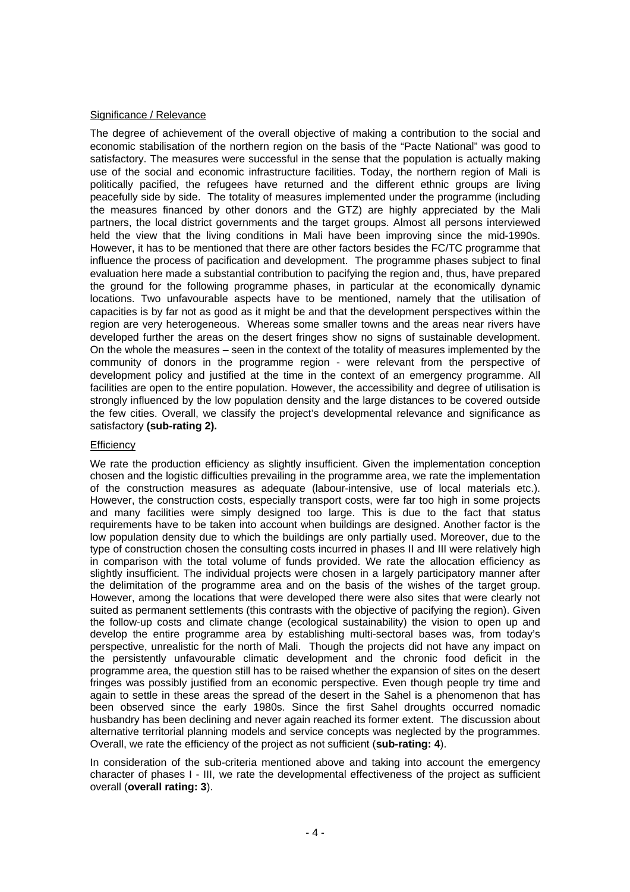Significance / Relevance

The degree of achievement of the overall objective of making a contribution to the social and economic stabilisation of the northern region on the basis of the "Pacte National" was good to satisfactory. The measures were successful in the sense that the population is actually making use of the social and economic infrastructure facilities. Today, the northern region of Mali is politically pacified, the refugees have returned and the different ethnic groups are living peacefully side by side. The totality of measures implemented under the programme (including the measures financed by other donors and the GTZ) are highly appreciated by the Mali partners, the local district governments and the target groups. Almost all persons interviewed held the view that the living conditions in Mali have been improving since the mid-1990s. However, it has to be mentioned that there are other factors besides the FC/TC programme that influence the process of pacification and development. The programme phases subject to final evaluation here made a substantial contribution to pacifying the region and, thus, have prepared the ground for the following programme phases, in particular at the economically dynamic locations. Two unfavourable aspects have to be mentioned, namely that the utilisation of capacities is by far not as good as it might be and that the development perspectives within the region are very heterogeneous. Whereas some smaller towns and the areas near rivers have developed further the areas on the desert fringes show no signs of sustainable development. On the whole the measures – seen in the context of the totality of measures implemented by the community of donors in the programme region - were relevant from the perspective of development policy and justified at the time in the context of an emergency programme. All facilities are open to the entire population. However, the accessibility and degree of utilisation is strongly influenced by the low population density and the large distances to be covered outside the few cities. Overall, we classify the project's developmental relevance and significance as satisfactory **(sub-rating 2).**

Efficiency

We rate the production efficiency as slightly insufficient. Given the implementation conception chosen and the logistic difficulties prevailing in the programme area, we rate the implementation of the construction measures as adequate (labour-intensive, use of local materials etc.). However, the construction costs, especially transport costs, were far too high in some projects and many facilities were simply designed too large. This is due to the fact that status requirements have to be taken into account when buildings are designed. Another factor is the low population density due to which the buildings are only partially used. Moreover, due to the type of construction chosen the consulting costs incurred in phases II and III were relatively high in comparison with the total volume of funds provided. We rate the allocation efficiency as slightly insufficient. The individual projects were chosen in a largely participatory manner after the delimitation of the programme area and on the basis of the wishes of the target group. However, among the locations that were developed there were also sites that were clearly not suited as permanent settlements (this contrasts with the objective of pacifying the region). Given the follow-up costs and climate change (ecological sustainability) the vision to open up and develop the entire programme area by establishing multi-sectoral bases was, from today's perspective, unrealistic for the north of Mali. Though the projects did not have any impact on the persistently unfavourable climatic development and the chronic food deficit in the programme area, the question still has to be raised whether the expansion of sites on the desert fringes was possibly justified from an economic perspective. Even though people try time and again to settle in these areas the spread of the desert in the Sahel is a phenomenon that has been observed since the early 1980s. Since the first Sahel droughts occurred nomadic husbandry has been declining and never again reached its former extent. The discussion about alternative territorial planning models and service concepts was neglected by the programmes. Overall, we rate the efficiency of the project as not sufficient (**sub-rating: 4**).

In consideration of the sub-criteria mentioned above and taking into account the emergency character of phases I - III, we rate the developmental effectiveness of the project as sufficient overall (**overall rating: 3**).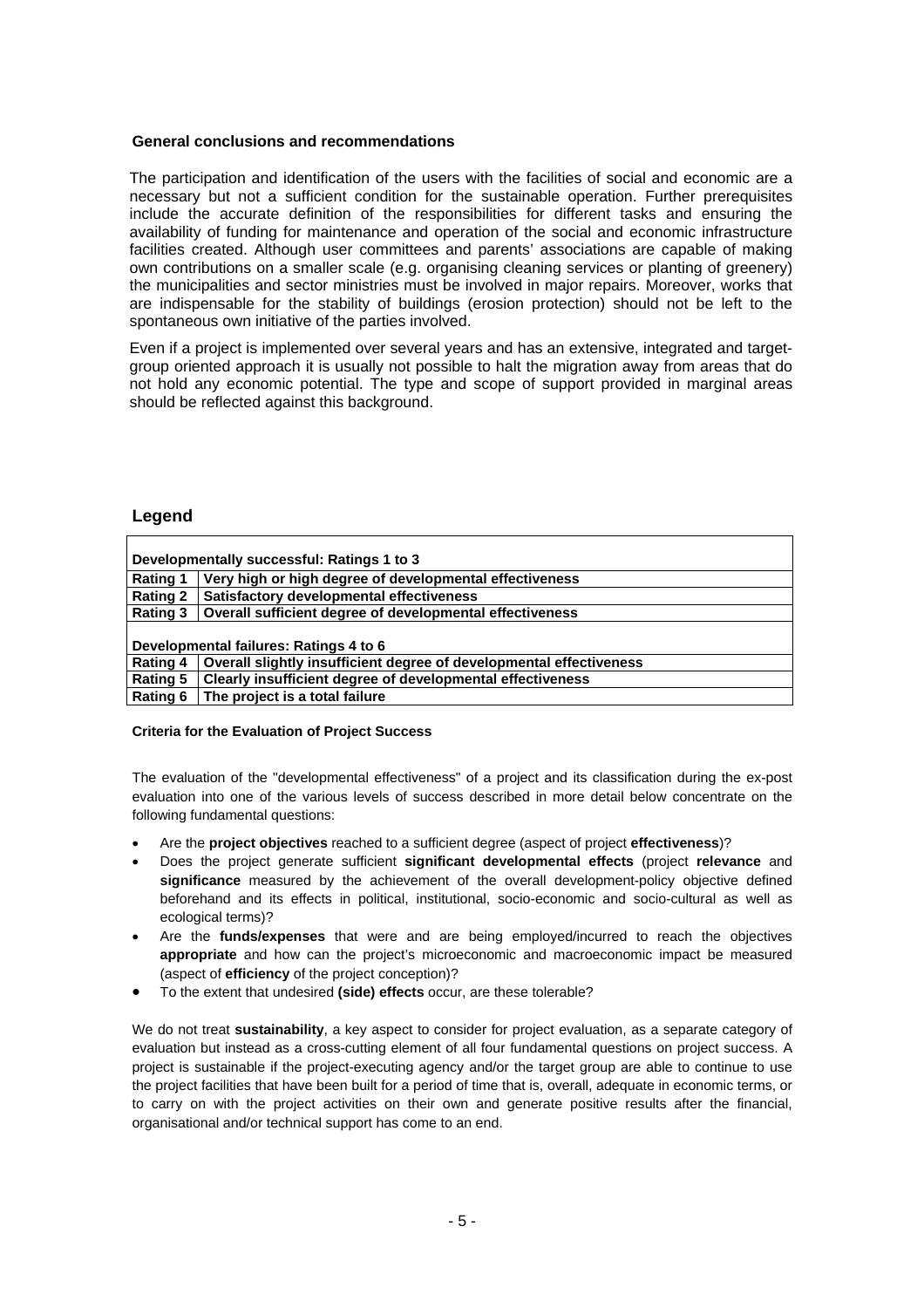### General conclusions and recommendations

The participation and identification of the users with the facilities of social and economic are a necessary but not a sufficient condition for the sustainable operation. Further prerequisites include the accurate definition of the responsibilities for different tasks and ensuring the availability of funding for maintenance and operation of the social and economic infrastructure facilities created. Although user committees and parents' associations are capable of making own contributions on a smaller scale (e.g. organising cleaning services or planting of greenery) the municipalities and sector ministries must be involved in major repairs. Moreover, works that are indispensable for the stability of buildings (erosion protection) should not be left to the spontaneous own initiative of the parties involved.

Even if a project is implemented over several years and has an extensive, integrated and target-group oriented approach it is usually not possible to halt the migration away from areas that do not hold any economic potential. The type and scope of support provided in marginal areas should be reflected against this background.

## Legend

| | |
|---|---|
| **Developmentally successful: Ratings 1 to 3** | |
| **Rating 1** | **Very high or high degree of developmental effectiveness** |
| **Rating 2** | **Satisfactory developmental effectiveness** |
| **Rating 3** | **Overall sufficient degree of developmental effectiveness** |
| **Developmental failures: Ratings 4 to 6** | |
| **Rating 4** | **Overall slightly insufficient degree of developmental effectiveness** |
| **Rating 5** | **Clearly insufficient degree of developmental effectiveness** |
| **Rating 6** | **The project is a total failure** |

### Criteria for the Evaluation of Project Success

The evaluation of the "developmental effectiveness" of a project and its classification during the ex-post evaluation into one of the various levels of success described in more detail below concentrate on the following fundamental questions:

- Are the **project objectives** reached to a sufficient degree (aspect of project **effectiveness**)?
- Does the project generate sufficient **significant developmental effects** (project **relevance** and **significance** measured by the achievement of the overall development-policy objective defined beforehand and its effects in political, institutional, socio-economic and socio-cultural as well as ecological terms)?
- Are the **funds/expenses** that were and are being employed/incurred to reach the objectives **appropriate** and how can the project's microeconomic and macroeconomic impact be measured (aspect of **efficiency** of the project conception)?
- To the extent that undesired **(side) effects** occur, are these tolerable?

We do not treat **sustainability**, a key aspect to consider for project evaluation, as a separate category of evaluation but instead as a cross-cutting element of all four fundamental questions on project success. A project is sustainable if the project-executing agency and/or the target group are able to continue to use the project facilities that have been built for a period of time that is, overall, adequate in economic terms, or to carry on with the project activities on their own and generate positive results after the financial, organisational and/or technical support has come to an end.